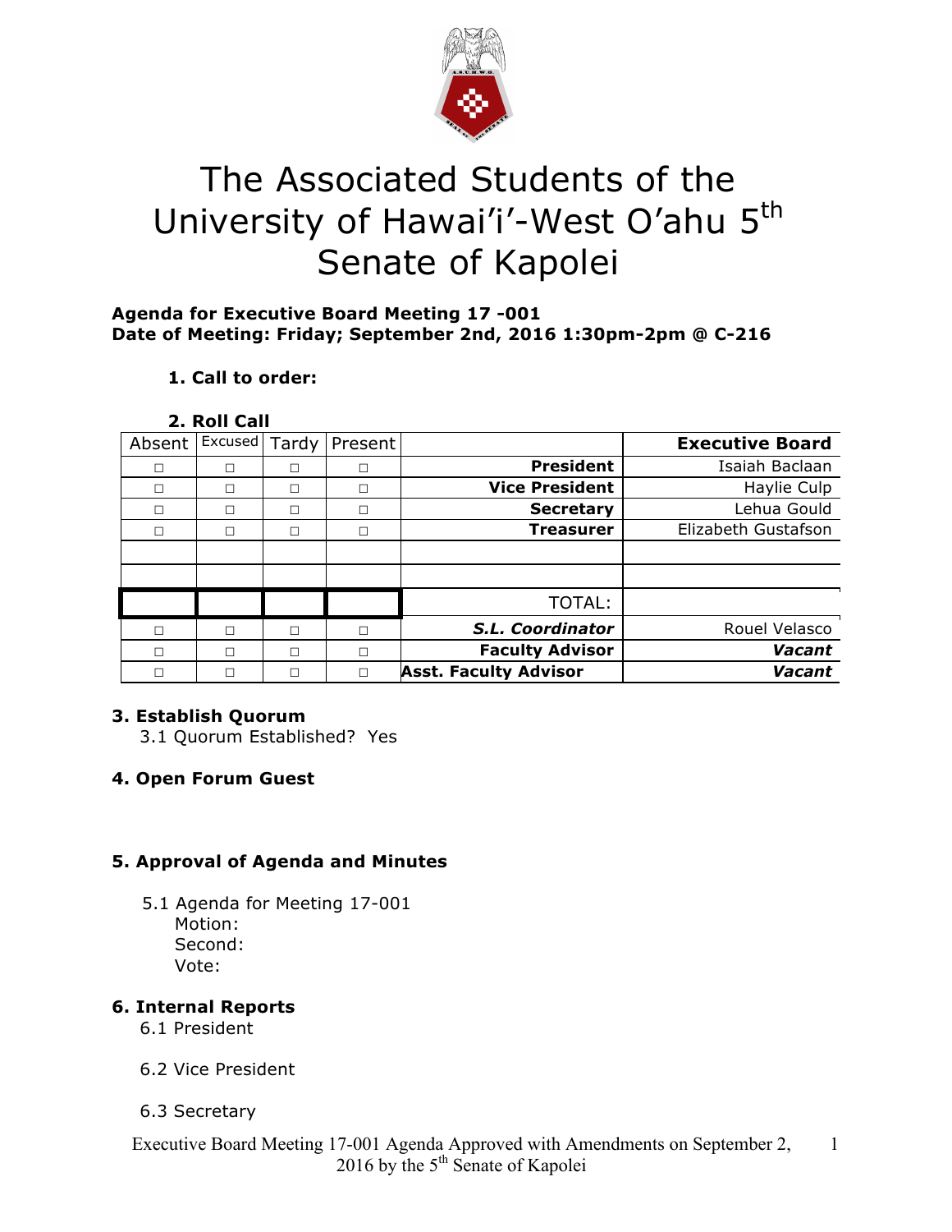# The Associated Students of the University of Hawai'i-West O'ahu 5th Senate of Kapolei

**Agenda for Executive Board Meeting 17 -001**
**Date of Meeting: Friday; September 2nd, 2016 1:30pm-2pm @ C-216**

**1. Call to order:**

**2. Roll Call**

| Absent | Excused | Tardy | Present | | Executive Board |
|---|---|---|---|---|---|
| □ | □ | □ | □ | **President** | Isaiah Baclaan |
| □ | □ | □ | □ | **Vice President** | Haylie Culp |
| □ | □ | □ | □ | **Secretary** | Lehua Gould |
| □ | □ | □ | □ | **Treasurer** | Elizabeth Gustafson |
| | | | | | |
| | | | | | |
| | | | | TOTAL: | |
| □ | □ | □ | □ | ***S.L. Coordinator*** | Rouel Velasco |
| □ | □ | □ | □ | **Faculty Advisor** | ***Vacant*** |
| □ | □ | □ | □ | **Asst. Faculty Advisor** | ***Vacant*** |

**3. Establish Quorum**

3.1 Quorum Established? Yes

**4. Open Forum Guest**

**5. Approval of Agenda and Minutes**

5.1 Agenda for Meeting 17-001
Motion:
Second:
Vote:

**6. Internal Reports**

6.1 President

6.2 Vice President

6.3 Secretary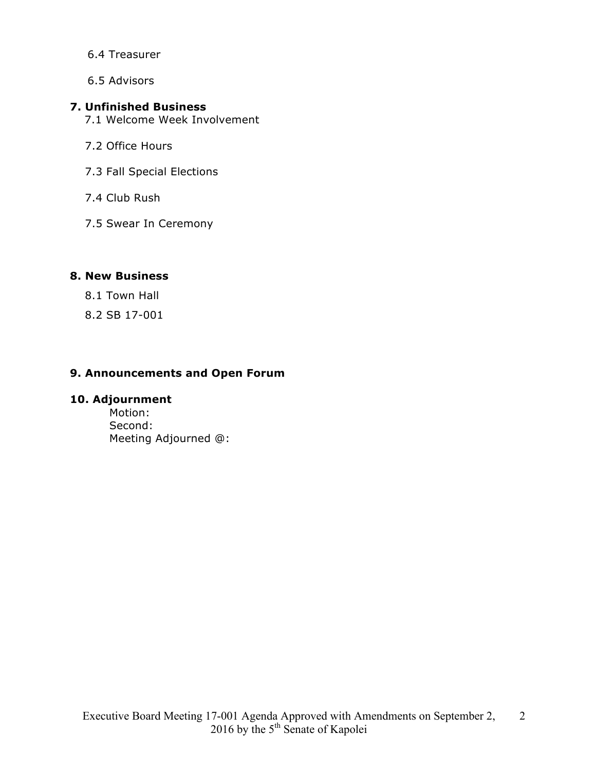6.4 Treasurer

6.5 Advisors

**7. Unfinished Business**

7.1 Welcome Week Involvement

7.2 Office Hours

7.3 Fall Special Elections

7.4 Club Rush

7.5 Swear In Ceremony

**8. New Business**

8.1 Town Hall

8.2 SB 17-001

**9. Announcements and Open Forum**

**10. Adjournment**

Motion:
Second:
Meeting Adjourned @: